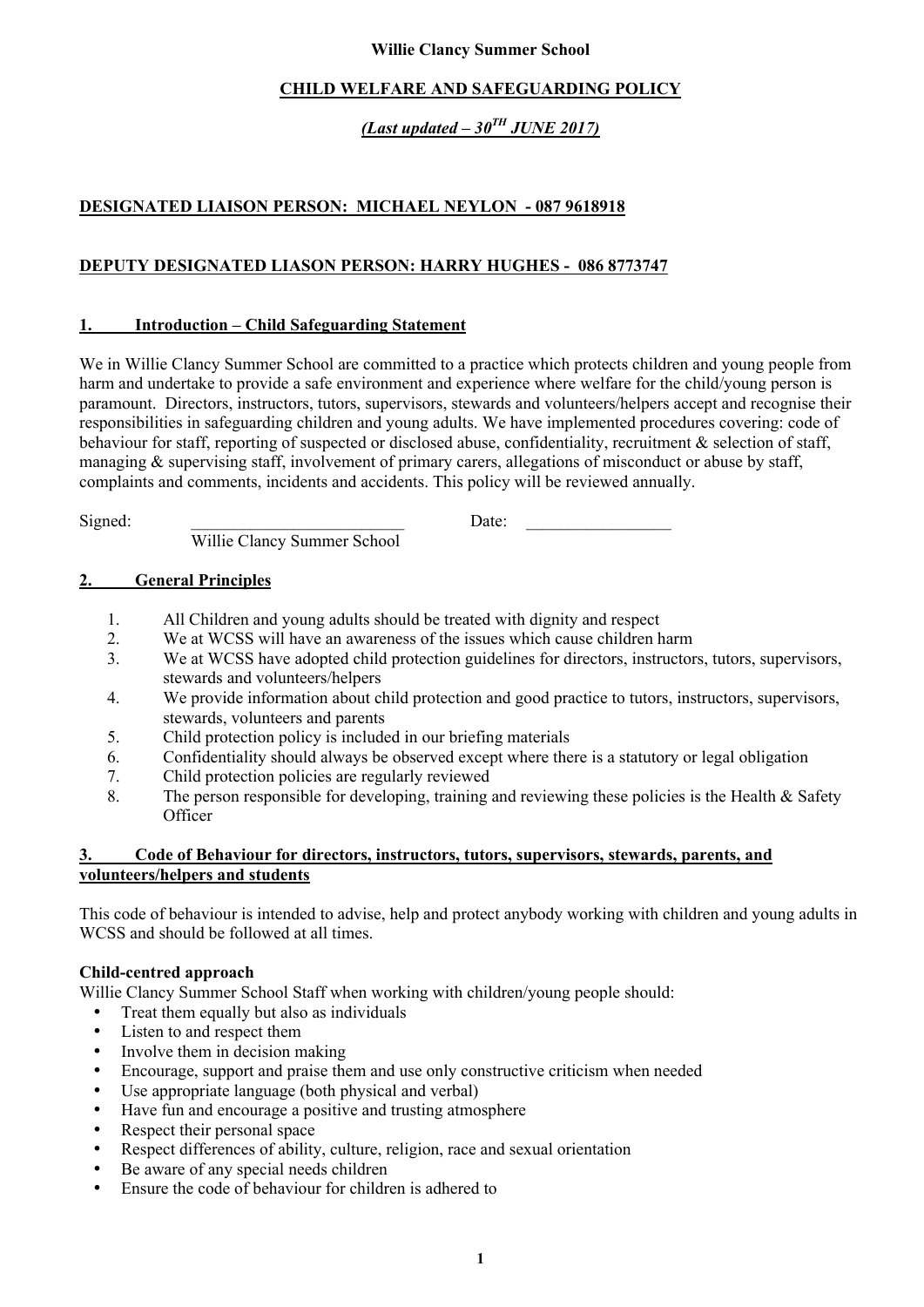**Willie Clancy Summer School**

## CHILD WELFARE AND SAFEGUARDING POLICY

***(Last updated – 30TH JUNE 2017)***

**DESIGNATED LIAISON PERSON: MICHAEL NEYLON - 087 9618918**

**DEPUTY DESIGNATED LIASON PERSON: HARRY HUGHES - 086 8773747**

### 1. Introduction – Child Safeguarding Statement

We in Willie Clancy Summer School are committed to a practice which protects children and young people from harm and undertake to provide a safe environment and experience where welfare for the child/young person is paramount. Directors, instructors, tutors, supervisors, stewards and volunteers/helpers accept and recognise their responsibilities in safeguarding children and young adults. We have implemented procedures covering: code of behaviour for staff, reporting of suspected or disclosed abuse, confidentiality, recruitment & selection of staff, managing & supervising staff, involvement of primary carers, allegations of misconduct or abuse by staff, complaints and comments, incidents and accidents. This policy will be reviewed annually.

Signed: ___________________________ Date: _________________
Willie Clancy Summer School

### 2. General Principles

1. All Children and young adults should be treated with dignity and respect
2. We at WCSS will have an awareness of the issues which cause children harm
3. We at WCSS have adopted child protection guidelines for directors, instructors, tutors, supervisors, stewards and volunteers/helpers
4. We provide information about child protection and good practice to tutors, instructors, supervisors, stewards, volunteers and parents
5. Child protection policy is included in our briefing materials
6. Confidentiality should always be observed except where there is a statutory or legal obligation
7. Child protection policies are regularly reviewed
8. The person responsible for developing, training and reviewing these policies is the Health & Safety Officer

### 3. Code of Behaviour for directors, instructors, tutors, supervisors, stewards, parents, and volunteers/helpers and students

This code of behaviour is intended to advise, help and protect anybody working with children and young adults in WCSS and should be followed at all times.

**Child-centred approach**

Willie Clancy Summer School Staff when working with children/young people should:

- Treat them equally but also as individuals
- Listen to and respect them
- Involve them in decision making
- Encourage, support and praise them and use only constructive criticism when needed
- Use appropriate language (both physical and verbal)
- Have fun and encourage a positive and trusting atmosphere
- Respect their personal space
- Respect differences of ability, culture, religion, race and sexual orientation
- Be aware of any special needs children
- Ensure the code of behaviour for children is adhered to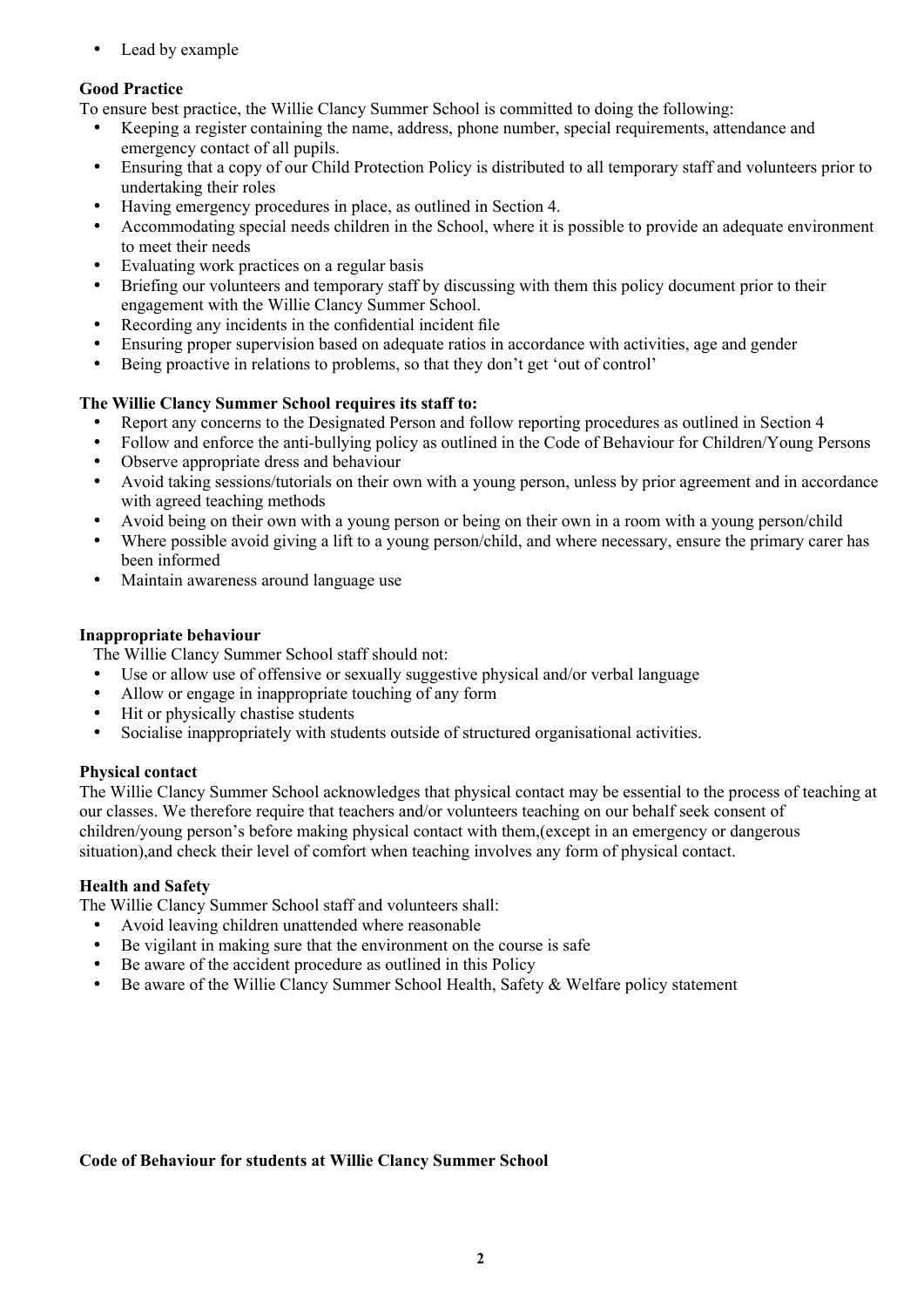- Lead by example

**Good Practice**

To ensure best practice, the Willie Clancy Summer School is committed to doing the following:

- Keeping a register containing the name, address, phone number, special requirements, attendance and emergency contact of all pupils.
- Ensuring that a copy of our Child Protection Policy is distributed to all temporary staff and volunteers prior to undertaking their roles
- Having emergency procedures in place, as outlined in Section 4.
- Accommodating special needs children in the School, where it is possible to provide an adequate environment to meet their needs
- Evaluating work practices on a regular basis
- Briefing our volunteers and temporary staff by discussing with them this policy document prior to their engagement with the Willie Clancy Summer School.
- Recording any incidents in the confidential incident file
- Ensuring proper supervision based on adequate ratios in accordance with activities, age and gender
- Being proactive in relations to problems, so that they don't get 'out of control'

**The Willie Clancy Summer School requires its staff to:**

- Report any concerns to the Designated Person and follow reporting procedures as outlined in Section 4
- Follow and enforce the anti-bullying policy as outlined in the Code of Behaviour for Children/Young Persons
- Observe appropriate dress and behaviour
- Avoid taking sessions/tutorials on their own with a young person, unless by prior agreement and in accordance with agreed teaching methods
- Avoid being on their own with a young person or being on their own in a room with a young person/child
- Where possible avoid giving a lift to a young person/child, and where necessary, ensure the primary carer has been informed
- Maintain awareness around language use

**Inappropriate behaviour**

The Willie Clancy Summer School staff should not:

- Use or allow use of offensive or sexually suggestive physical and/or verbal language
- Allow or engage in inappropriate touching of any form
- Hit or physically chastise students
- Socialise inappropriately with students outside of structured organisational activities.

**Physical contact**

The Willie Clancy Summer School acknowledges that physical contact may be essential to the process of teaching at our classes. We therefore require that teachers and/or volunteers teaching on our behalf seek consent of children/young person's before making physical contact with them,(except in an emergency or dangerous situation),and check their level of comfort when teaching involves any form of physical contact.

**Health and Safety**

The Willie Clancy Summer School staff and volunteers shall:

- Avoid leaving children unattended where reasonable
- Be vigilant in making sure that the environment on the course is safe
- Be aware of the accident procedure as outlined in this Policy
- Be aware of the Willie Clancy Summer School Health, Safety & Welfare policy statement

**Code of Behaviour for students at Willie Clancy Summer School**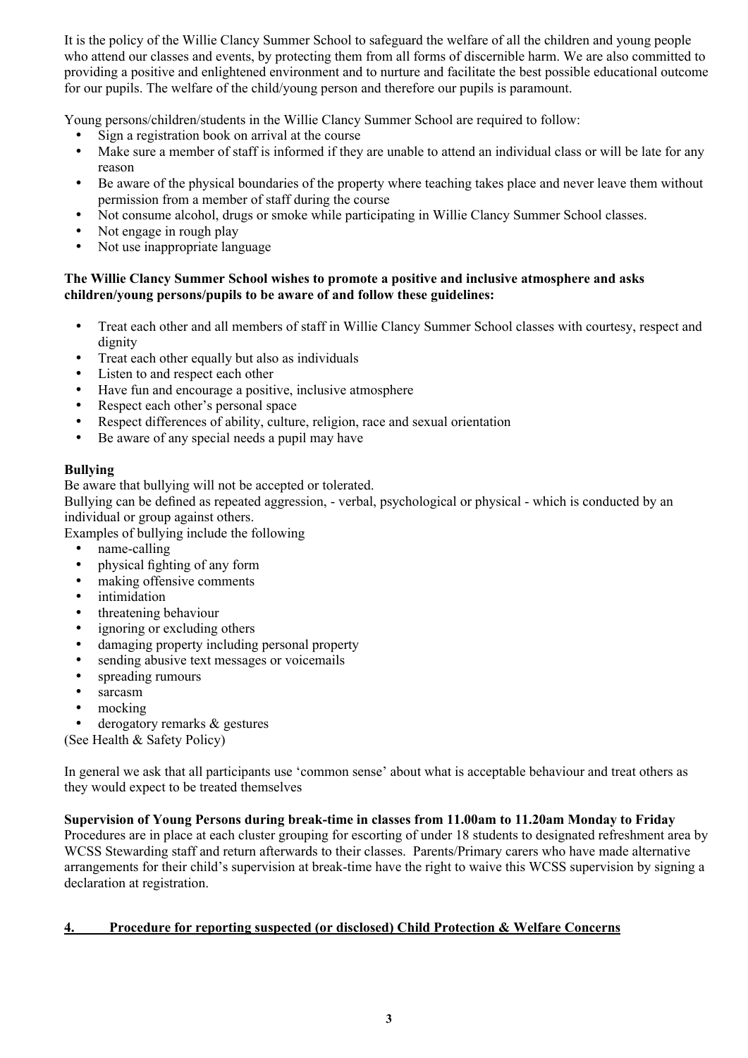It is the policy of the Willie Clancy Summer School to safeguard the welfare of all the children and young people who attend our classes and events, by protecting them from all forms of discernible harm. We are also committed to providing a positive and enlightened environment and to nurture and facilitate the best possible educational outcome for our pupils. The welfare of the child/young person and therefore our pupils is paramount.

Young persons/children/students in the Willie Clancy Summer School are required to follow:

- Sign a registration book on arrival at the course
- Make sure a member of staff is informed if they are unable to attend an individual class or will be late for any reason
- Be aware of the physical boundaries of the property where teaching takes place and never leave them without permission from a member of staff during the course
- Not consume alcohol, drugs or smoke while participating in Willie Clancy Summer School classes.
- Not engage in rough play
- Not use inappropriate language

**The Willie Clancy Summer School wishes to promote a positive and inclusive atmosphere and asks children/young persons/pupils to be aware of and follow these guidelines:**

- Treat each other and all members of staff in Willie Clancy Summer School classes with courtesy, respect and dignity
- Treat each other equally but also as individuals
- Listen to and respect each other
- Have fun and encourage a positive, inclusive atmosphere
- Respect each other's personal space
- Respect differences of ability, culture, religion, race and sexual orientation
- Be aware of any special needs a pupil may have

**Bullying**

Be aware that bullying will not be accepted or tolerated.

Bullying can be defined as repeated aggression, - verbal, psychological or physical - which is conducted by an individual or group against others.

Examples of bullying include the following

- name-calling
- physical fighting of any form
- making offensive comments
- intimidation
- threatening behaviour
- ignoring or excluding others
- damaging property including personal property
- sending abusive text messages or voicemails
- spreading rumours
- sarcasm
- mocking
- derogatory remarks & gestures

(See Health & Safety Policy)

In general we ask that all participants use 'common sense' about what is acceptable behaviour and treat others as they would expect to be treated themselves

**Supervision of Young Persons during break-time in classes from 11.00am to 11.20am Monday to Friday**

Procedures are in place at each cluster grouping for escorting of under 18 students to designated refreshment area by WCSS Stewarding staff and return afterwards to their classes. Parents/Primary carers who have made alternative arrangements for their child's supervision at break-time have the right to waive this WCSS supervision by signing a declaration at registration.

## 4. Procedure for reporting suspected (or disclosed) Child Protection & Welfare Concerns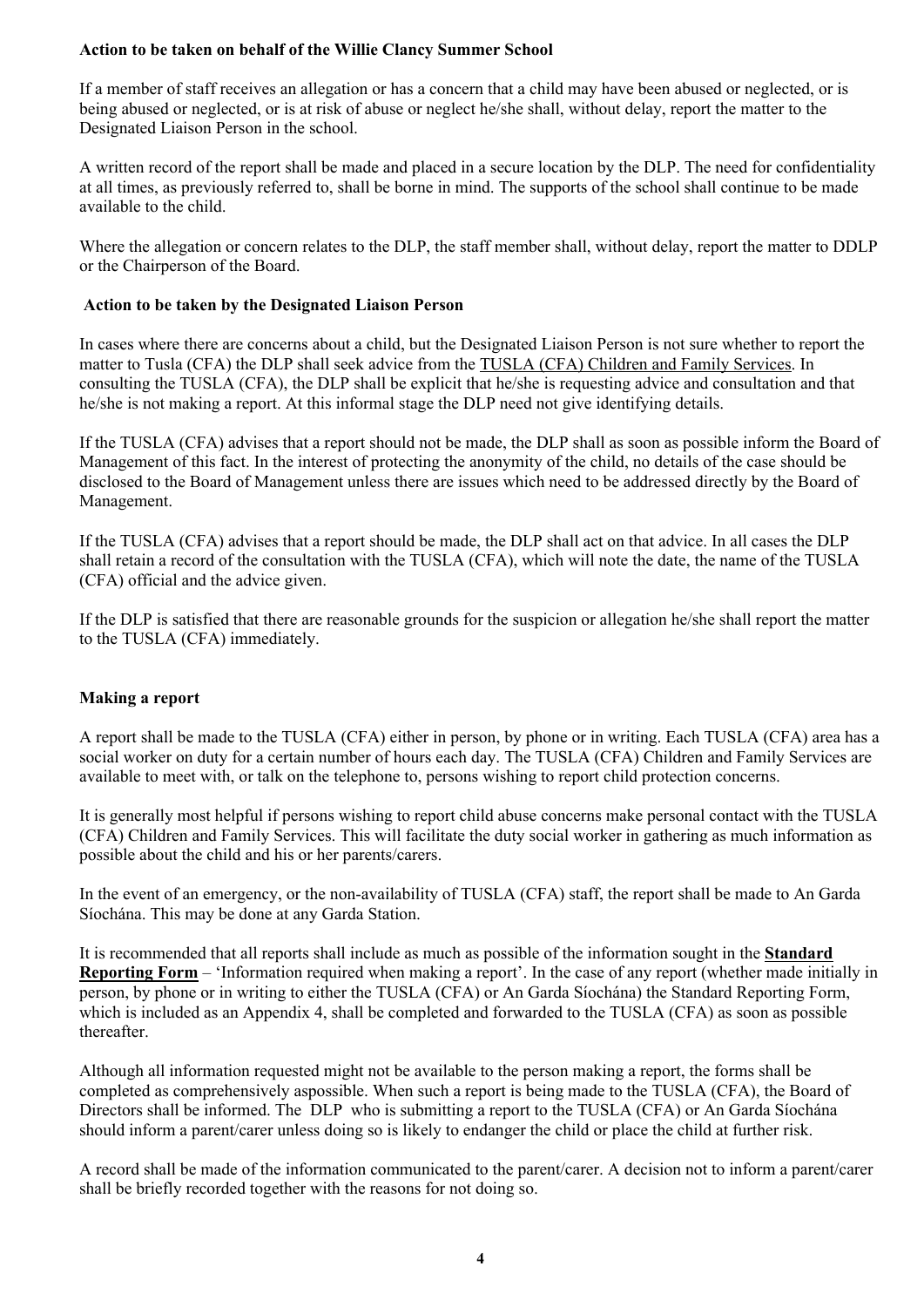**Action to be taken on behalf of the Willie Clancy Summer School**

If a member of staff receives an allegation or has a concern that a child may have been abused or neglected, or is being abused or neglected, or is at risk of abuse or neglect he/she shall, without delay, report the matter to the Designated Liaison Person in the school.

A written record of the report shall be made and placed in a secure location by the DLP. The need for confidentiality at all times, as previously referred to, shall be borne in mind. The supports of the school shall continue to be made available to the child.

Where the allegation or concern relates to the DLP, the staff member shall, without delay, report the matter to DDLP or the Chairperson of the Board.

**Action to be taken by the Designated Liaison Person**

In cases where there are concerns about a child, but the Designated Liaison Person is not sure whether to report the matter to Tusla (CFA) the DLP shall seek advice from the TUSLA (CFA) Children and Family Services. In consulting the TUSLA (CFA), the DLP shall be explicit that he/she is requesting advice and consultation and that he/she is not making a report. At this informal stage the DLP need not give identifying details.

If the TUSLA (CFA) advises that a report should not be made, the DLP shall as soon as possible inform the Board of Management of this fact. In the interest of protecting the anonymity of the child, no details of the case should be disclosed to the Board of Management unless there are issues which need to be addressed directly by the Board of Management.

If the TUSLA (CFA) advises that a report should be made, the DLP shall act on that advice. In all cases the DLP shall retain a record of the consultation with the TUSLA (CFA), which will note the date, the name of the TUSLA (CFA) official and the advice given.

If the DLP is satisfied that there are reasonable grounds for the suspicion or allegation he/she shall report the matter to the TUSLA (CFA) immediately.

**Making a report**

A report shall be made to the TUSLA (CFA) either in person, by phone or in writing. Each TUSLA (CFA) area has a social worker on duty for a certain number of hours each day. The TUSLA (CFA) Children and Family Services are available to meet with, or talk on the telephone to, persons wishing to report child protection concerns.

It is generally most helpful if persons wishing to report child abuse concerns make personal contact with the TUSLA (CFA) Children and Family Services. This will facilitate the duty social worker in gathering as much information as possible about the child and his or her parents/carers.

In the event of an emergency, or the non-availability of TUSLA (CFA) staff, the report shall be made to An Garda Síochána. This may be done at any Garda Station.

It is recommended that all reports shall include as much as possible of the information sought in the **Standard Reporting Form** – 'Information required when making a report'. In the case of any report (whether made initially in person, by phone or in writing to either the TUSLA (CFA) or An Garda Síochána) the Standard Reporting Form, which is included as an Appendix 4, shall be completed and forwarded to the TUSLA (CFA) as soon as possible thereafter.

Although all information requested might not be available to the person making a report, the forms shall be completed as comprehensively aspossible. When such a report is being made to the TUSLA (CFA), the Board of Directors shall be informed. The DLP who is submitting a report to the TUSLA (CFA) or An Garda Síochána should inform a parent/carer unless doing so is likely to endanger the child or place the child at further risk.

A record shall be made of the information communicated to the parent/carer. A decision not to inform a parent/carer shall be briefly recorded together with the reasons for not doing so.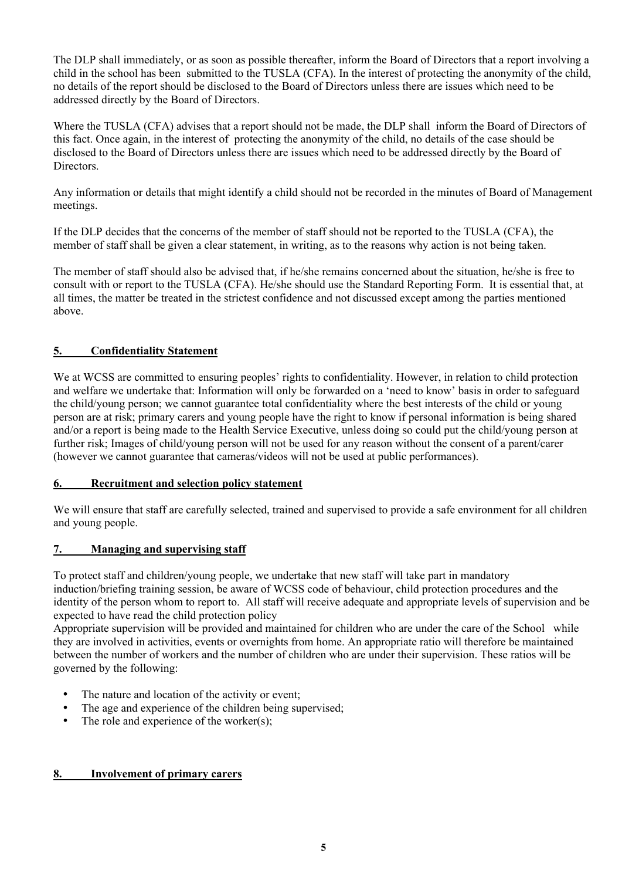The DLP shall immediately, or as soon as possible thereafter, inform the Board of Directors that a report involving a child in the school has been submitted to the TUSLA (CFA). In the interest of protecting the anonymity of the child, no details of the report should be disclosed to the Board of Directors unless there are issues which need to be addressed directly by the Board of Directors.

Where the TUSLA (CFA) advises that a report should not be made, the DLP shall inform the Board of Directors of this fact. Once again, in the interest of protecting the anonymity of the child, no details of the case should be disclosed to the Board of Directors unless there are issues which need to be addressed directly by the Board of Directors.

Any information or details that might identify a child should not be recorded in the minutes of Board of Management meetings.

If the DLP decides that the concerns of the member of staff should not be reported to the TUSLA (CFA), the member of staff shall be given a clear statement, in writing, as to the reasons why action is not being taken.

The member of staff should also be advised that, if he/she remains concerned about the situation, he/she is free to consult with or report to the TUSLA (CFA). He/she should use the Standard Reporting Form. It is essential that, at all times, the matter be treated in the strictest confidence and not discussed except among the parties mentioned above.

## 5. Confidentiality Statement

We at WCSS are committed to ensuring peoples' rights to confidentiality. However, in relation to child protection and welfare we undertake that: Information will only be forwarded on a 'need to know' basis in order to safeguard the child/young person; we cannot guarantee total confidentiality where the best interests of the child or young person are at risk; primary carers and young people have the right to know if personal information is being shared and/or a report is being made to the Health Service Executive, unless doing so could put the child/young person at further risk; Images of child/young person will not be used for any reason without the consent of a parent/carer (however we cannot guarantee that cameras/videos will not be used at public performances).

## 6. Recruitment and selection policy statement

We will ensure that staff are carefully selected, trained and supervised to provide a safe environment for all children and young people.

## 7. Managing and supervising staff

To protect staff and children/young people, we undertake that new staff will take part in mandatory induction/briefing training session, be aware of WCSS code of behaviour, child protection procedures and the identity of the person whom to report to. All staff will receive adequate and appropriate levels of supervision and be expected to have read the child protection policy

Appropriate supervision will be provided and maintained for children who are under the care of the School while they are involved in activities, events or overnights from home. An appropriate ratio will therefore be maintained between the number of workers and the number of children who are under their supervision. These ratios will be governed by the following:

- The nature and location of the activity or event;
- The age and experience of the children being supervised;
- The role and experience of the worker(s);

## 8. Involvement of primary carers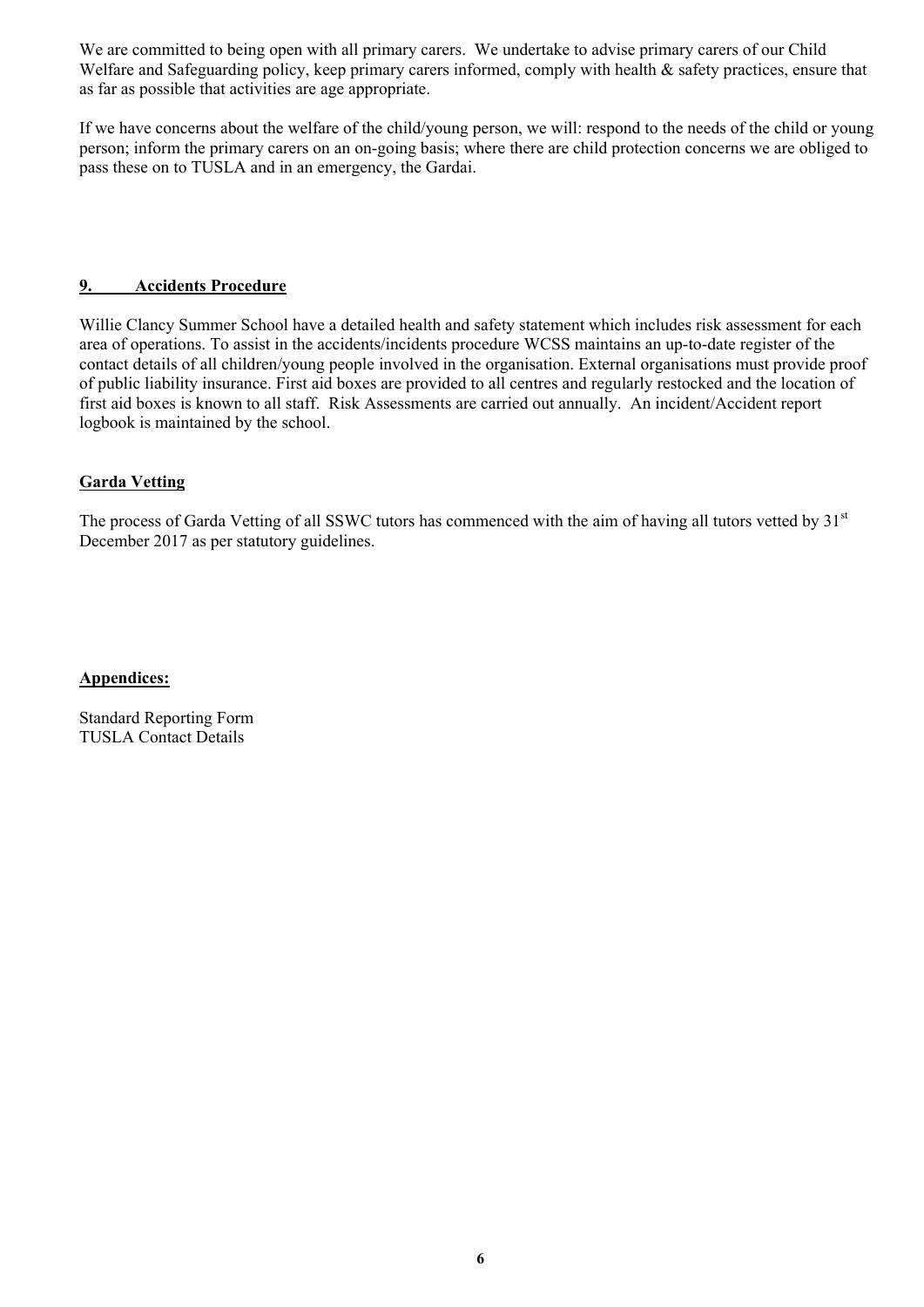We are committed to being open with all primary carers. We undertake to advise primary carers of our Child Welfare and Safeguarding policy, keep primary carers informed, comply with health & safety practices, ensure that as far as possible that activities are age appropriate.

If we have concerns about the welfare of the child/young person, we will: respond to the needs of the child or young person; inform the primary carers on an on-going basis; where there are child protection concerns we are obliged to pass these on to TUSLA and in an emergency, the Gardai.

## 9. Accidents Procedure

Willie Clancy Summer School have a detailed health and safety statement which includes risk assessment for each area of operations. To assist in the accidents/incidents procedure WCSS maintains an up-to-date register of the contact details of all children/young people involved in the organisation. External organisations must provide proof of public liability insurance. First aid boxes are provided to all centres and regularly restocked and the location of first aid boxes is known to all staff. Risk Assessments are carried out annually. An incident/Accident report logbook is maintained by the school.

## Garda Vetting

The process of Garda Vetting of all SSWC tutors has commenced with the aim of having all tutors vetted by 31st December 2017 as per statutory guidelines.

## Appendices:

Standard Reporting Form  
TUSLA Contact Details